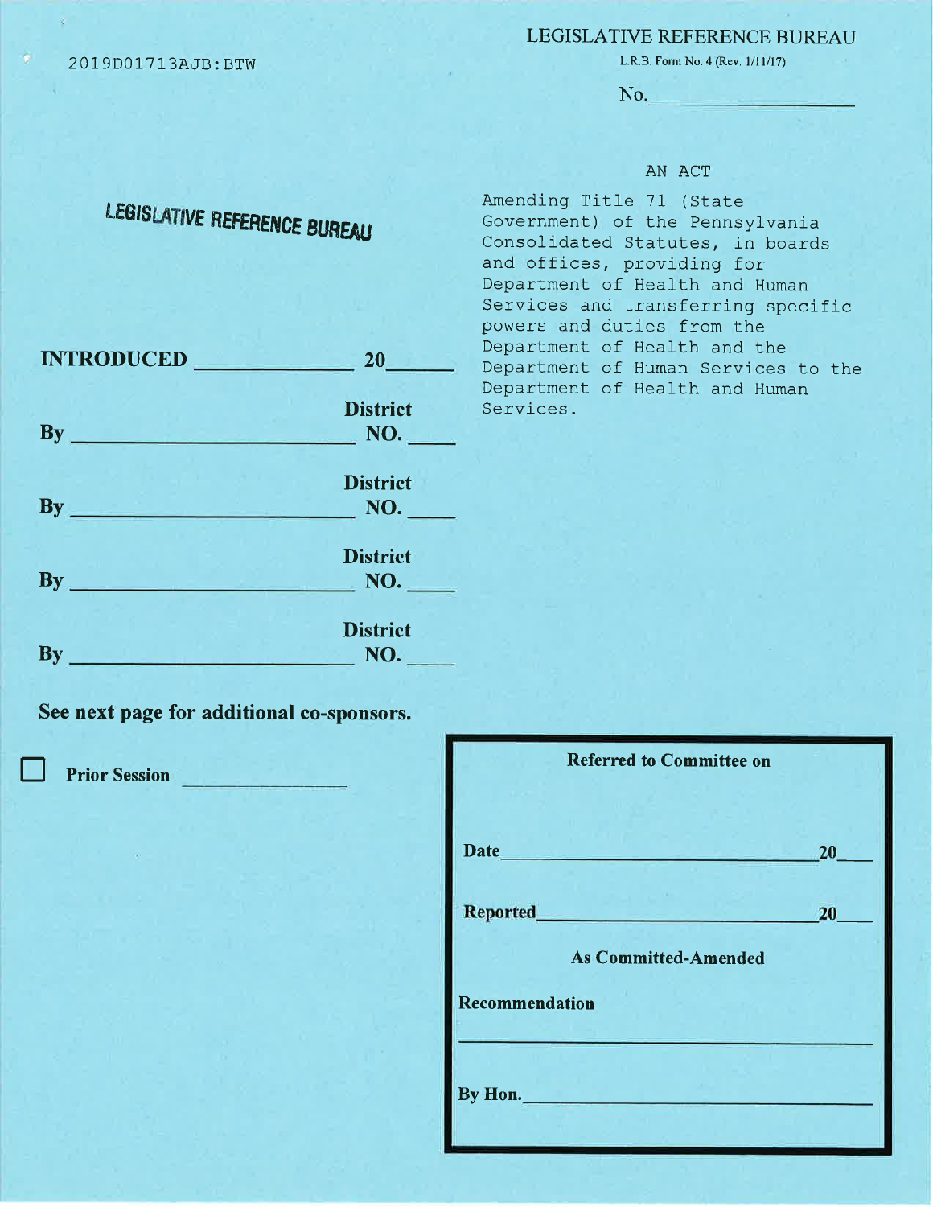2019D01713AJB:BTW

LEGISLATIVE REFERENCE BUREAU

L.R.B. Form No. 4 (Rev. 1/11/17)

No. ____________________

LEGISLATIVE REFERENCE BUREAU

AN ACT

Amending Title 71 (State Government) of the Pennsylvania Consolidated Statutes, in boards and offices, providing for Department of Health and Human Services and transferring specific powers and duties from the Department of Health and the Department of Human Services to the Department of Health and Human Services.

**INTRODUCED** ______________ **20**______

**By** __________________________ **District NO.** ____

**By** __________________________ **District NO.** ____

**By** __________________________ **District NO.** ____

**By** __________________________ **District NO.** ____

**See next page for additional co-sponsors.**

☐ **Prior Session** ______________

**Referred to Committee on**

**Date** ______________________________ **20**____

**Reported** ___________________________ **20**____

**As Committed-Amended**

**Recommendation**

______________________________________

**By Hon.** ______________________________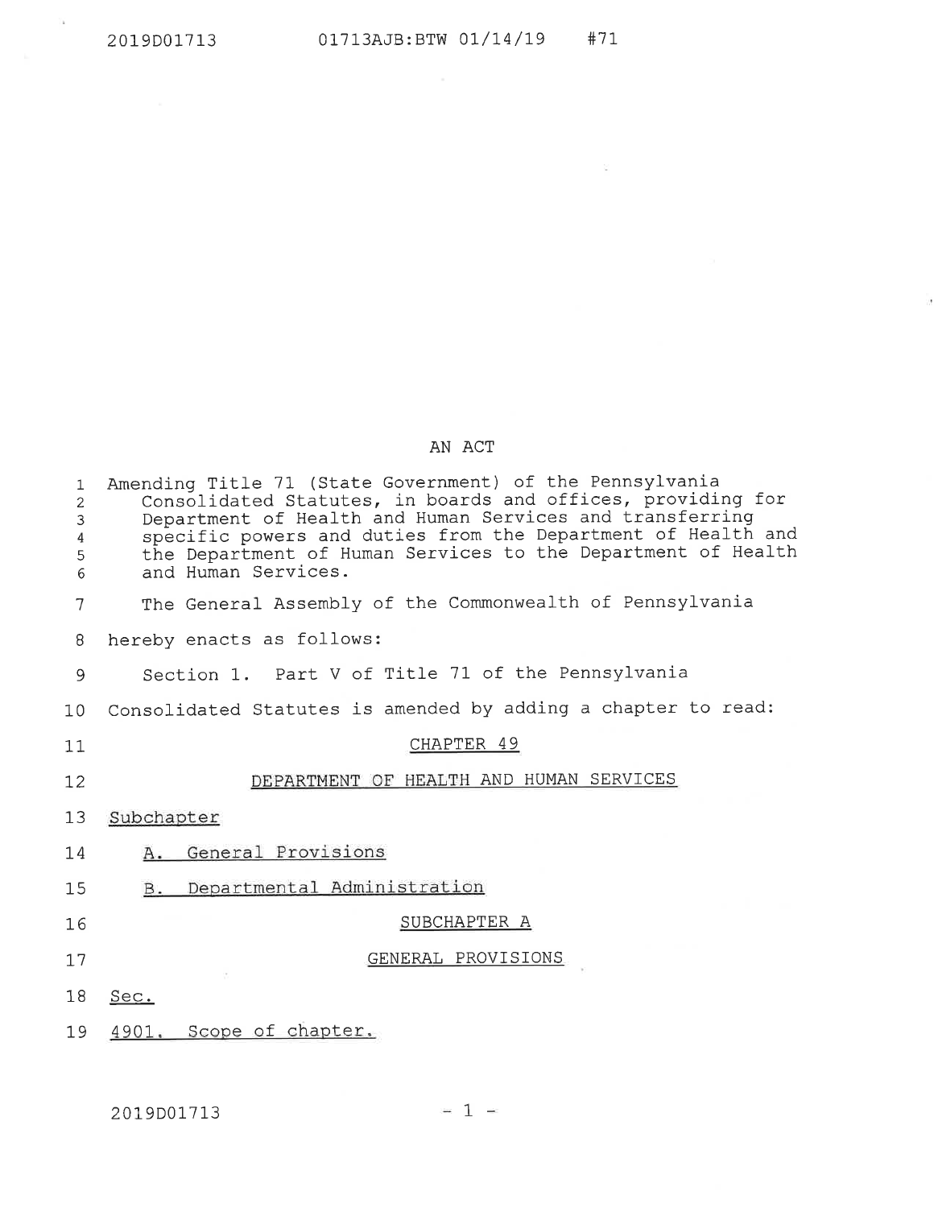AN ACT

Amending Title 71 (State Government) of the Pennsylvania Consolidated Statutes, in boards and offices, providing for Department of Health and Human Services and transferring specific powers and duties from the Department of Health and the Department of Human Services to the Department of Health and Human Services.

The General Assembly of the Commonwealth of Pennsylvania hereby enacts as follows:

Section 1. Part V of Title 71 of the Pennsylvania Consolidated Statutes is amended by adding a chapter to read:

CHAPTER 49

DEPARTMENT OF HEALTH AND HUMAN SERVICES

Subchapter

A. General Provisions

B. Departmental Administration

SUBCHAPTER A

GENERAL PROVISIONS

Sec.

4901. Scope of chapter.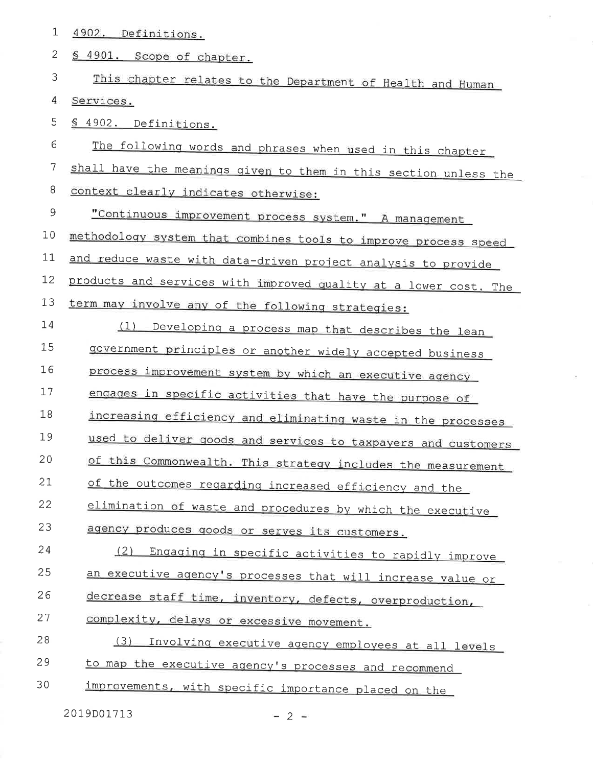4902. Definitions.

§ 4901. Scope of chapter.

This chapter relates to the Department of Health and Human Services.

§ 4902. Definitions.

The following words and phrases when used in this chapter shall have the meanings given to them in this section unless the context clearly indicates otherwise:

"Continuous improvement process system." A management methodology system that combines tools to improve process speed and reduce waste with data-driven project analysis to provide products and services with improved quality at a lower cost. The term may involve any of the following strategies:

(1) Developing a process map that describes the lean government principles or another widely accepted business process improvement system by which an executive agency engages in specific activities that have the purpose of increasing efficiency and eliminating waste in the processes used to deliver goods and services to taxpayers and customers of this Commonwealth. This strategy includes the measurement of the outcomes regarding increased efficiency and the elimination of waste and procedures by which the executive agency produces goods or serves its customers.

(2) Engaging in specific activities to rapidly improve an executive agency's processes that will increase value or decrease staff time, inventory, defects, overproduction, complexity, delays or excessive movement.

(3) Involving executive agency employees at all levels to map the executive agency's processes and recommend improvements, with specific importance placed on the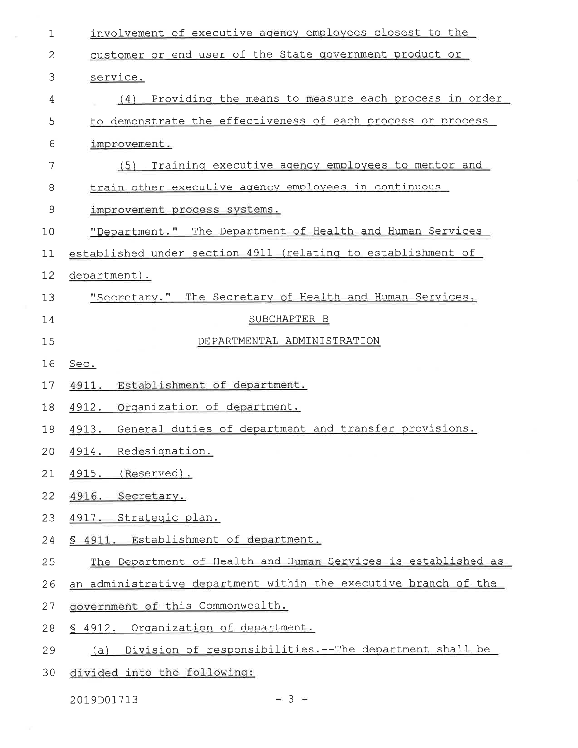involvement of executive agency employees closest to the customer or end user of the State government product or service.

(4) Providing the means to measure each process in order to demonstrate the effectiveness of each process or process improvement.

(5) Training executive agency employees to mentor and train other executive agency employees in continuous improvement process systems.

"Department." The Department of Health and Human Services established under section 4911 (relating to establishment of department).

"Secretary." The Secretary of Health and Human Services.

SUBCHAPTER B

DEPARTMENTAL ADMINISTRATION

Sec.

4911. Establishment of department.

4912. Organization of department.

4913. General duties of department and transfer provisions.

4914. Redesignation.

4915. (Reserved).

4916. Secretary.

4917. Strategic plan.

§ 4911. Establishment of department.

The Department of Health and Human Services is established as an administrative department within the executive branch of the government of this Commonwealth.

§ 4912. Organization of department.

(a) Division of responsibilities.--The department shall be divided into the following:

2019D01713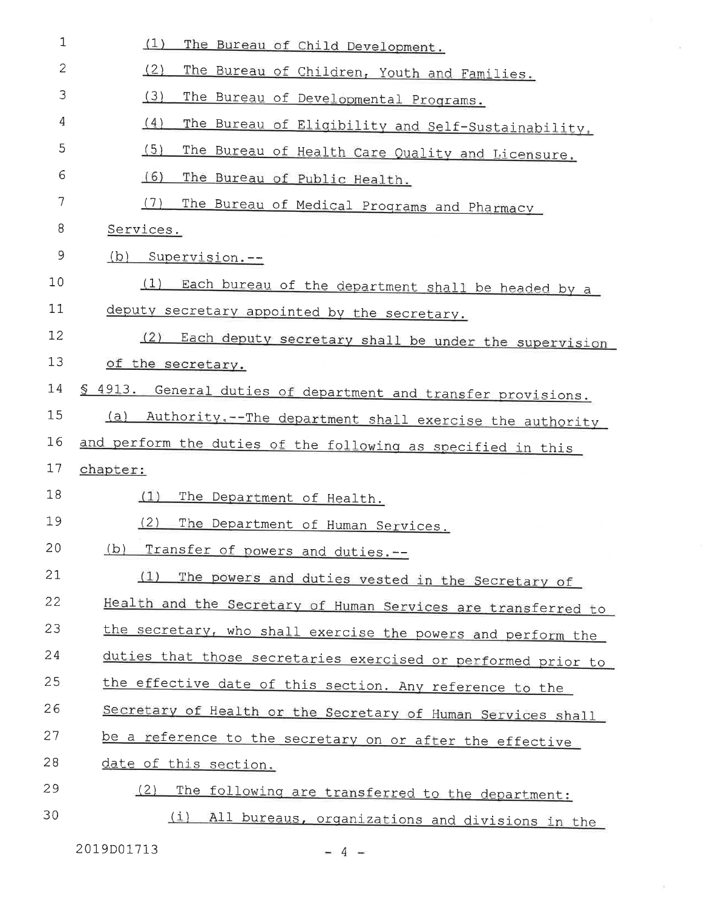(1) The Bureau of Child Development.

(2) The Bureau of Children, Youth and Families.

(3) The Bureau of Developmental Programs.

(4) The Bureau of Eligibility and Self-Sustainability.

(5) The Bureau of Health Care Quality and Licensure.

(6) The Bureau of Public Health.

(7) The Bureau of Medical Programs and Pharmacy Services.

(b) Supervision.--

(1) Each bureau of the department shall be headed by a deputy secretary appointed by the secretary.

(2) Each deputy secretary shall be under the supervision of the secretary.

§ 4913. General duties of department and transfer provisions.

(a) Authority.--The department shall exercise the authority and perform the duties of the following as specified in this chapter:

(1) The Department of Health.

(2) The Department of Human Services.

(b) Transfer of powers and duties.--

(1) The powers and duties vested in the Secretary of Health and the Secretary of Human Services are transferred to the secretary, who shall exercise the powers and perform the duties that those secretaries exercised or performed prior to the effective date of this section. Any reference to the Secretary of Health or the Secretary of Human Services shall be a reference to the secretary on or after the effective date of this section.

(2) The following are transferred to the department:

(i) All bureaus, organizations and divisions in the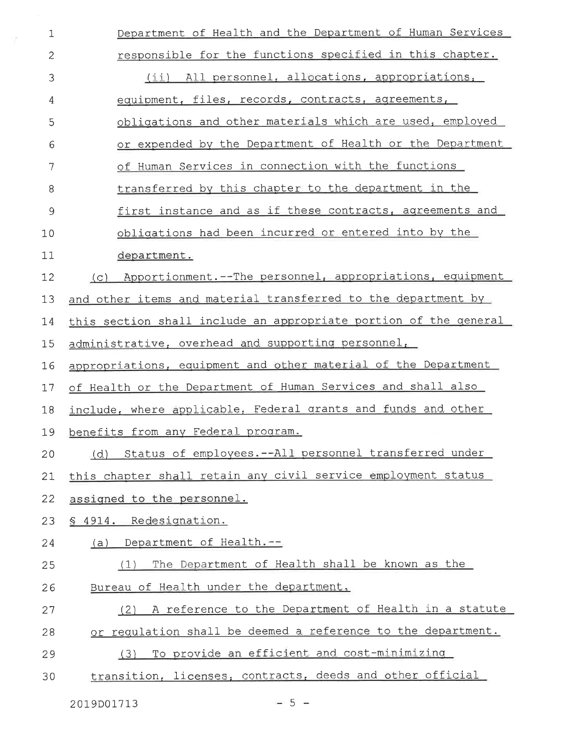Department of Health and the Department of Human Services responsible for the functions specified in this chapter.

(ii) All personnel, allocations, appropriations, equipment, files, records, contracts, agreements, obligations and other materials which are used, employed or expended by the Department of Health or the Department of Human Services in connection with the functions transferred by this chapter to the department in the first instance and as if these contracts, agreements and obligations had been incurred or entered into by the department.

(c) Apportionment.--The personnel, appropriations, equipment and other items and material transferred to the department by this section shall include an appropriate portion of the general administrative, overhead and supporting personnel, appropriations, equipment and other material of the Department of Health or the Department of Human Services and shall also include, where applicable, Federal grants and funds and other benefits from any Federal program.

(d) Status of employees.--All personnel transferred under this chapter shall retain any civil service employment status assigned to the personnel.

§ 4914. Redesignation.

(a) Department of Health.--

(1) The Department of Health shall be known as the Bureau of Health under the department.

(2) A reference to the Department of Health in a statute or regulation shall be deemed a reference to the department.

(3) To provide an efficient and cost-minimizing transition, licenses, contracts, deeds and other official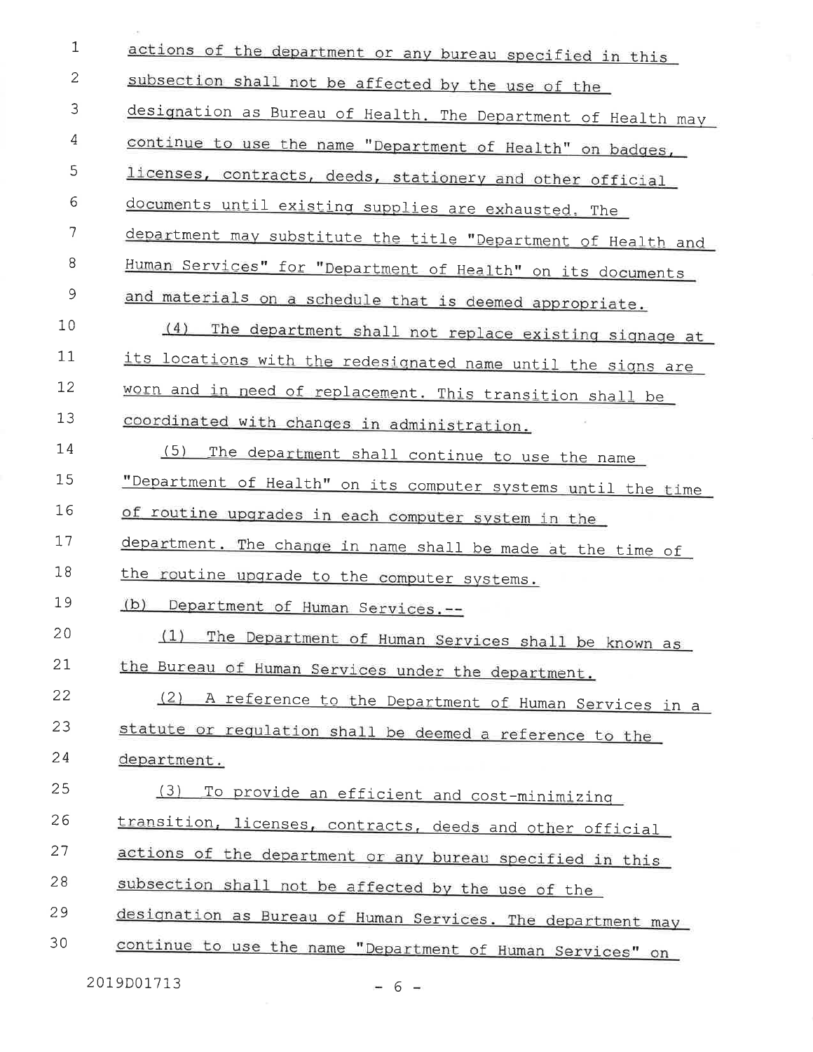actions of the department or any bureau specified in this subsection shall not be affected by the use of the designation as Bureau of Health. The Department of Health may continue to use the name "Department of Health" on badges, licenses, contracts, deeds, stationery and other official documents until existing supplies are exhausted. The department may substitute the title "Department of Health and Human Services" for "Department of Health" on its documents and materials on a schedule that is deemed appropriate.

(4) The department shall not replace existing signage at its locations with the redesignated name until the signs are worn and in need of replacement. This transition shall be coordinated with changes in administration.

(5) The department shall continue to use the name "Department of Health" on its computer systems until the time of routine upgrades in each computer system in the department. The change in name shall be made at the time of the routine upgrade to the computer systems.

(b) Department of Human Services.--

(1) The Department of Human Services shall be known as the Bureau of Human Services under the department.

(2) A reference to the Department of Human Services in a statute or regulation shall be deemed a reference to the department.

(3) To provide an efficient and cost-minimizing transition, licenses, contracts, deeds and other official actions of the department or any bureau specified in this subsection shall not be affected by the use of the designation as Bureau of Human Services. The department may continue to use the name "Department of Human Services" on

2019D01713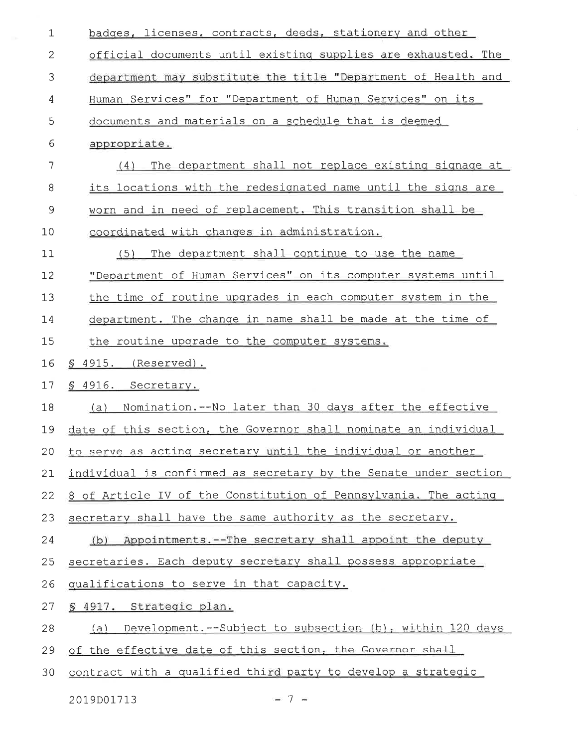badges, licenses, contracts, deeds, stationery and other official documents until existing supplies are exhausted. The department may substitute the title "Department of Health and Human Services" for "Department of Human Services" on its documents and materials on a schedule that is deemed appropriate.

(4) The department shall not replace existing signage at its locations with the redesignated name until the signs are worn and in need of replacement. This transition shall be coordinated with changes in administration.

(5) The department shall continue to use the name "Department of Human Services" on its computer systems until the time of routine upgrades in each computer system in the department. The change in name shall be made at the time of the routine upgrade to the computer systems.

§ 4915. (Reserved).

§ 4916. Secretary.

(a) Nomination.--No later than 30 days after the effective date of this section, the Governor shall nominate an individual to serve as acting secretary until the individual or another individual is confirmed as secretary by the Senate under section 8 of Article IV of the Constitution of Pennsylvania. The acting secretary shall have the same authority as the secretary.

(b) Appointments.--The secretary shall appoint the deputy secretaries. Each deputy secretary shall possess appropriate qualifications to serve in that capacity.

§ 4917. Strategic plan.

(a) Development.--Subject to subsection (b), within 120 days of the effective date of this section, the Governor shall contract with a qualified third party to develop a strategic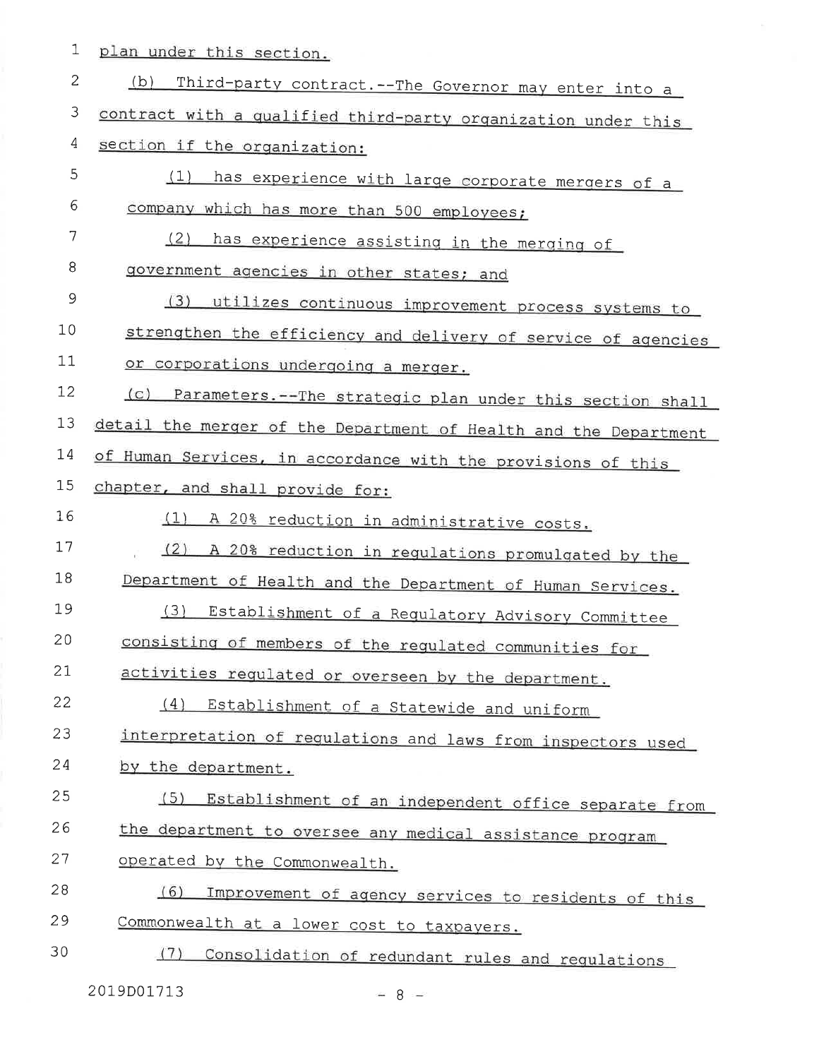plan under this section.

(b) Third-party contract.--The Governor may enter into a contract with a qualified third-party organization under this section if the organization:

(1) has experience with large corporate mergers of a company which has more than 500 employees;

(2) has experience assisting in the merging of government agencies in other states; and

(3) utilizes continuous improvement process systems to strengthen the efficiency and delivery of service of agencies or corporations undergoing a merger.

(c) Parameters.--The strategic plan under this section shall detail the merger of the Department of Health and the Department of Human Services, in accordance with the provisions of this chapter, and shall provide for:

(1) A 20% reduction in administrative costs.

(2) A 20% reduction in regulations promulgated by the Department of Health and the Department of Human Services.

(3) Establishment of a Regulatory Advisory Committee consisting of members of the regulated communities for activities regulated or overseen by the department.

(4) Establishment of a Statewide and uniform interpretation of regulations and laws from inspectors used by the department.

(5) Establishment of an independent office separate from the department to oversee any medical assistance program operated by the Commonwealth.

(6) Improvement of agency services to residents of this Commonwealth at a lower cost to taxpayers.

(7) Consolidation of redundant rules and regulations

2019D01713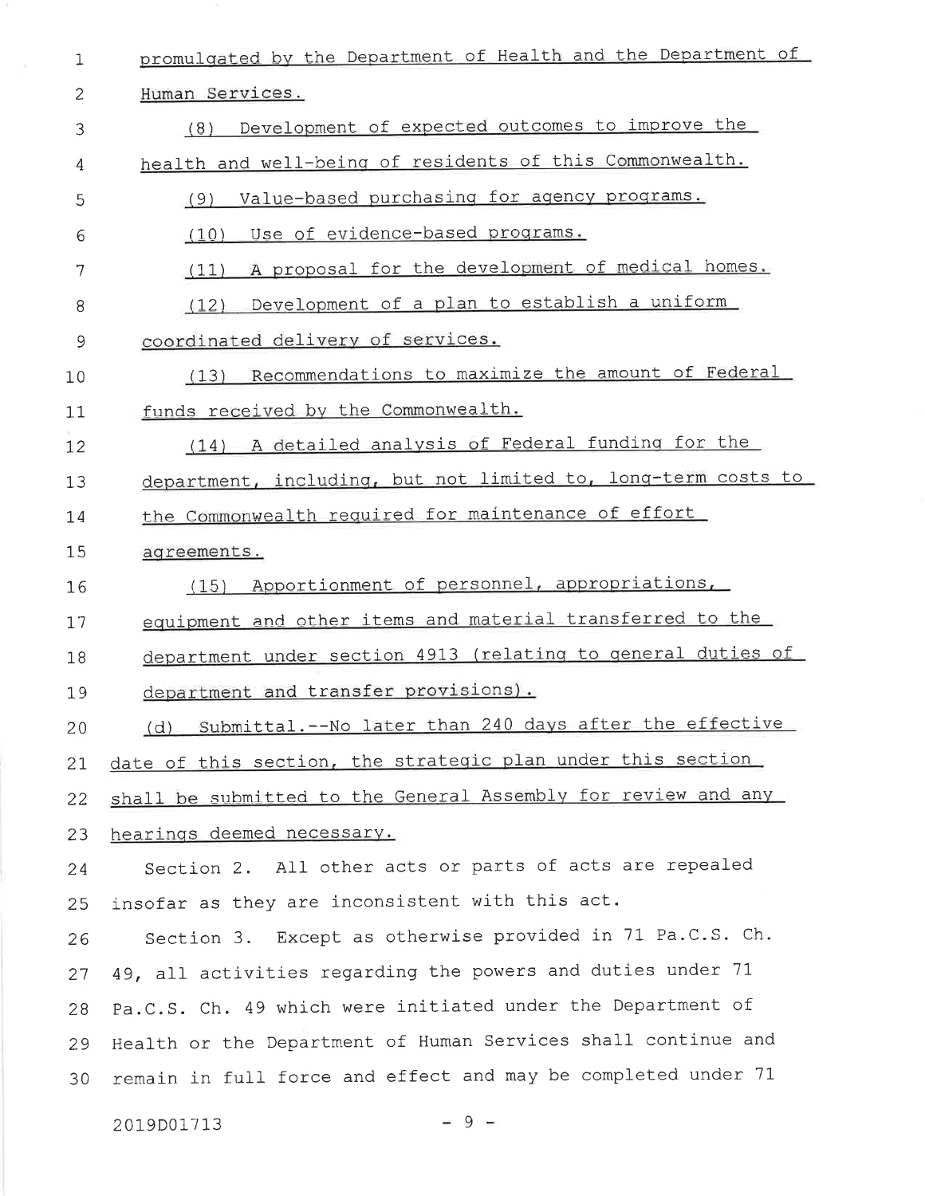promulgated by the Department of Health and the Department of Human Services.

(8) Development of expected outcomes to improve the health and well-being of residents of this Commonwealth.

(9) Value-based purchasing for agency programs.

(10) Use of evidence-based programs.

(11) A proposal for the development of medical homes.

(12) Development of a plan to establish a uniform coordinated delivery of services.

(13) Recommendations to maximize the amount of Federal funds received by the Commonwealth.

(14) A detailed analysis of Federal funding for the department, including, but not limited to, long-term costs to the Commonwealth required for maintenance of effort agreements.

(15) Apportionment of personnel, appropriations, equipment and other items and material transferred to the department under section 4913 (relating to general duties of department and transfer provisions).

(d) Submittal.--No later than 240 days after the effective date of this section, the strategic plan under this section shall be submitted to the General Assembly for review and any hearings deemed necessary.

Section 2. All other acts or parts of acts are repealed insofar as they are inconsistent with this act.

Section 3. Except as otherwise provided in 71 Pa.C.S. Ch. 49, all activities regarding the powers and duties under 71 Pa.C.S. Ch. 49 which were initiated under the Department of Health or the Department of Human Services shall continue and remain in full force and effect and may be completed under 71

2019D01713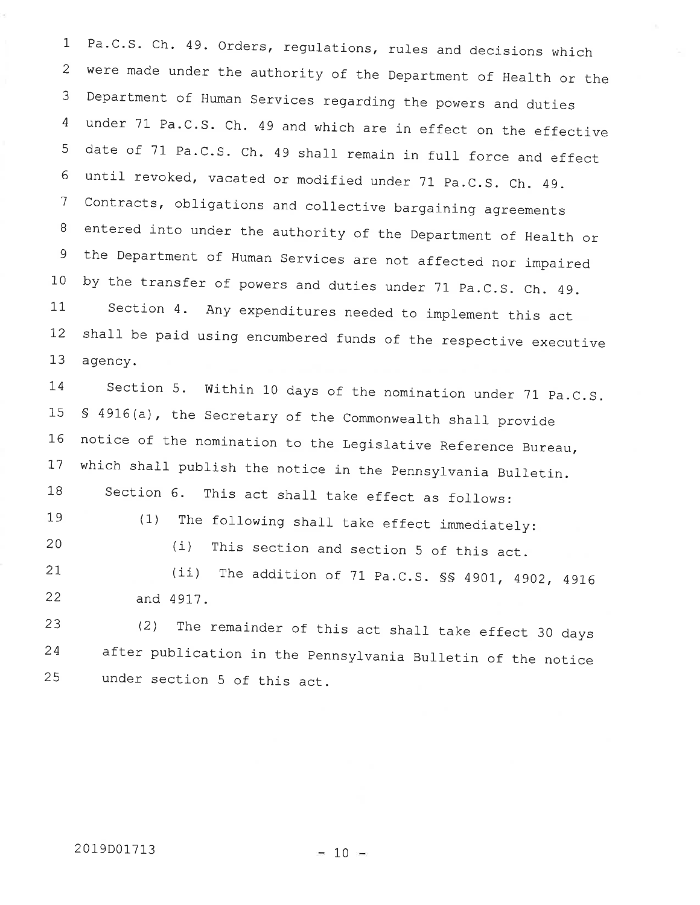Pa.C.S. Ch. 49. Orders, regulations, rules and decisions which were made under the authority of the Department of Health or the Department of Human Services regarding the powers and duties under 71 Pa.C.S. Ch. 49 and which are in effect on the effective date of 71 Pa.C.S. Ch. 49 shall remain in full force and effect until revoked, vacated or modified under 71 Pa.C.S. Ch. 49. Contracts, obligations and collective bargaining agreements entered into under the authority of the Department of Health or the Department of Human Services are not affected nor impaired by the transfer of powers and duties under 71 Pa.C.S. Ch. 49.

Section 4. Any expenditures needed to implement this act shall be paid using encumbered funds of the respective executive agency.

Section 5. Within 10 days of the nomination under 71 Pa.C.S. § 4916(a), the Secretary of the Commonwealth shall provide notice of the nomination to the Legislative Reference Bureau, which shall publish the notice in the Pennsylvania Bulletin.

Section 6. This act shall take effect as follows:

(1) The following shall take effect immediately:

(i) This section and section 5 of this act.

(ii) The addition of 71 Pa.C.S. §§ 4901, 4902, 4916 and 4917.

(2) The remainder of this act shall take effect 30 days after publication in the Pennsylvania Bulletin of the notice under section 5 of this act.

2019D01713